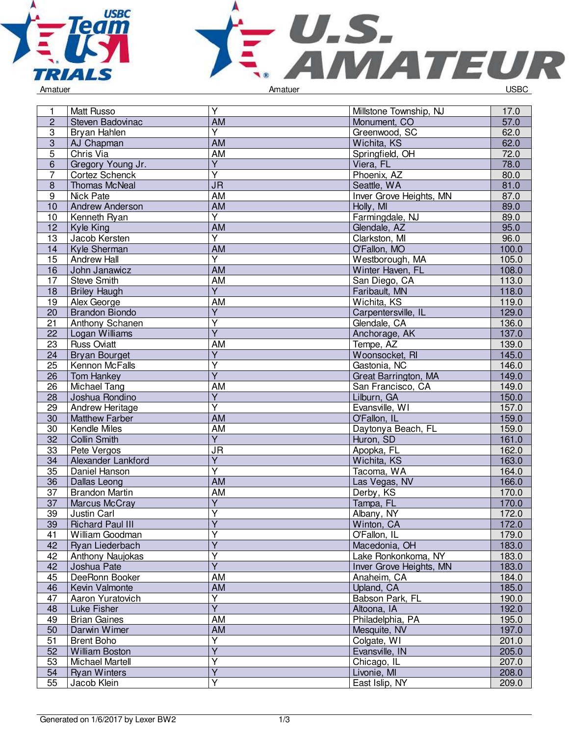Amatuer | Amatuer | USBC

| | | | | |
|---|---|---|---|---|
| 1 | Matt Russo | Y | Millstone Township, NJ | 17.0 |
| 2 | Steven Badovinac | AM | Monument, CO | 57.0 |
| 3 | Bryan Hahlen | Y | Greenwood, SC | 62.0 |
| 3 | AJ Chapman | AM | Wichita, KS | 62.0 |
| 5 | Chris Via | AM | Springfield, OH | 72.0 |
| 6 | Gregory Young Jr. | Y | Viera, FL | 78.0 |
| 7 | Cortez Schenck | Y | Phoenix, AZ | 80.0 |
| 8 | Thomas McNeal | JR | Seattle, WA | 81.0 |
| 9 | Nick Pate | AM | Inver Grove Heights, MN | 87.0 |
| 10 | Andrew Anderson | AM | Holly, MI | 89.0 |
| 10 | Kenneth Ryan | Y | Farmingdale, NJ | 89.0 |
| 12 | Kyle King | AM | Glendale, AZ | 95.0 |
| 13 | Jacob Kersten | Y | Clarkston, MI | 96.0 |
| 14 | Kyle Sherman | AM | O'Fallon, MO | 100.0 |
| 15 | Andrew Hall | Y | Westborough, MA | 105.0 |
| 16 | John Janawicz | AM | Winter Haven, FL | 108.0 |
| 17 | Steve Smith | AM | San Diego, CA | 113.0 |
| 18 | Briley Haugh | Y | Faribault, MN | 118.0 |
| 19 | Alex George | AM | Wichita, KS | 119.0 |
| 20 | Brandon Biondo | Y | Carpentersville, IL | 129.0 |
| 21 | Anthony Schanen | Y | Glendale, CA | 136.0 |
| 22 | Logan Williams | Y | Anchorage, AK | 137.0 |
| 23 | Russ Oviatt | AM | Tempe, AZ | 139.0 |
| 24 | Bryan Bourget | Y | Woonsocket, RI | 145.0 |
| 25 | Kennon McFalls | Y | Gastonia, NC | 146.0 |
| 26 | Tom Hankey | Y | Great Barrington, MA | 149.0 |
| 26 | Michael Tang | AM | San Francisco, CA | 149.0 |
| 28 | Joshua Rondino | Y | Lilburn, GA | 150.0 |
| 29 | Andrew Heritage | Y | Evansville, WI | 157.0 |
| 30 | Matthew Farber | AM | O'Fallon, IL | 159.0 |
| 30 | Kendle Miles | AM | Daytonya Beach, FL | 159.0 |
| 32 | Collin Smith | Y | Huron, SD | 161.0 |
| 33 | Pete Vergos | JR | Apopka, FL | 162.0 |
| 34 | Alexander Lankford | Y | Wichita, KS | 163.0 |
| 35 | Daniel Hanson | Y | Tacoma, WA | 164.0 |
| 36 | Dallas Leong | AM | Las Vegas, NV | 166.0 |
| 37 | Brandon Martin | AM | Derby, KS | 170.0 |
| 37 | Marcus McCray | Y | Tampa, FL | 170.0 |
| 39 | Justin Carl | Y | Albany, NY | 172.0 |
| 39 | Richard Paul III | Y | Winton, CA | 172.0 |
| 41 | William Goodman | Y | O'Fallon, IL | 179.0 |
| 42 | Ryan Liederbach | Y | Macedonia, OH | 183.0 |
| 42 | Anthony Naujokas | Y | Lake Ronkonkoma, NY | 183.0 |
| 42 | Joshua Pate | Y | Inver Grove Heights, MN | 183.0 |
| 45 | DeeRonn Booker | AM | Anaheim, CA | 184.0 |
| 46 | Kevin Valmonte | AM | Upland, CA | 185.0 |
| 47 | Aaron Yuratovich | Y | Babson Park, FL | 190.0 |
| 48 | Luke Fisher | Y | Altoona, IA | 192.0 |
| 49 | Brian Gaines | AM | Philadelphia, PA | 195.0 |
| 50 | Darwin Wimer | AM | Mesquite, NV | 197.0 |
| 51 | Brent Boho | Y | Colgate, WI | 201.0 |
| 52 | William Boston | Y | Evansville, IN | 205.0 |
| 53 | Michael Martell | Y | Chicago, IL | 207.0 |
| 54 | Ryan Winters | Y | Livonie, MI | 208.0 |
| 55 | Jacob Klein | Y | East Islip, NY | 209.0 |

Generated on 1/6/2017 by Lexer BW2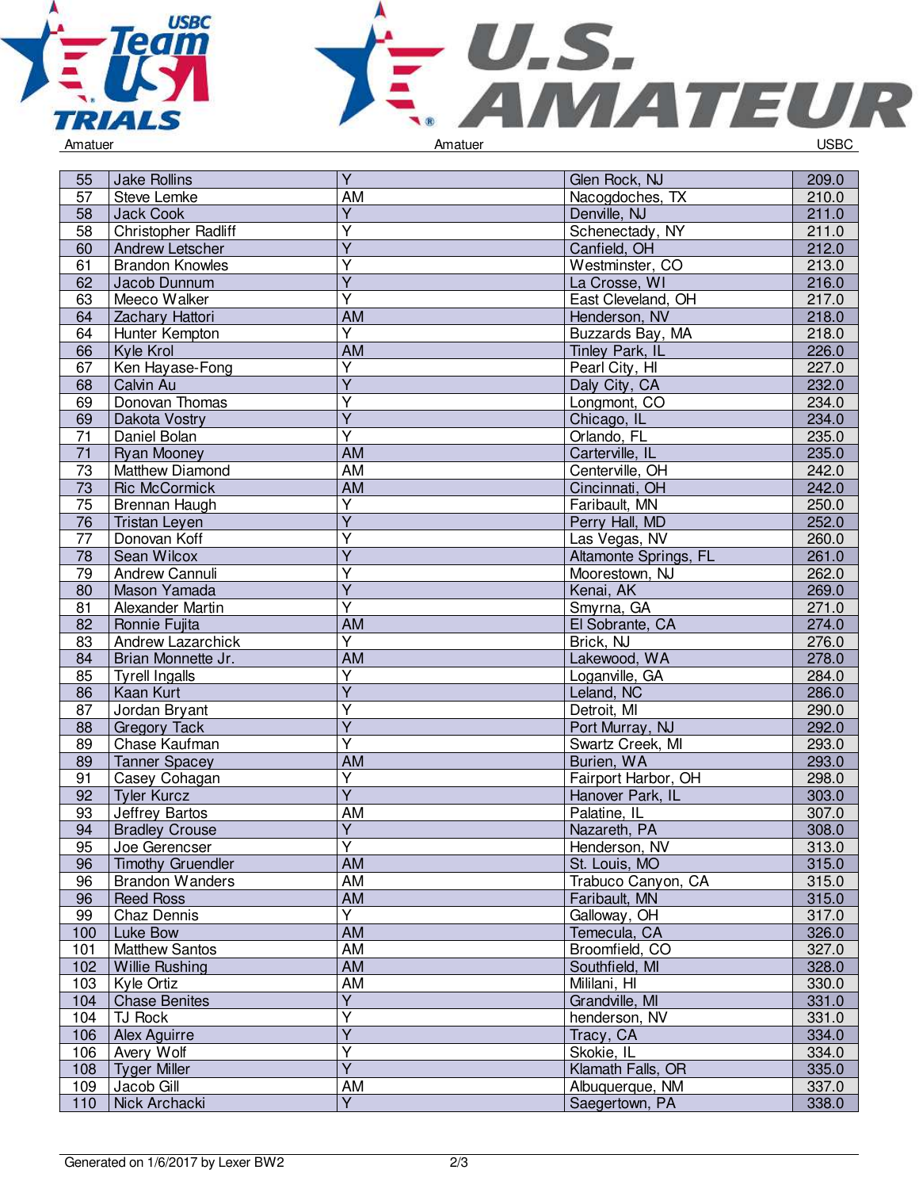Amatuer Amatuer USBC

| | | | | |
|---|---|---|---|---|
| 55 | Jake Rollins | Y | Glen Rock, NJ | 209.0 |
| 57 | Steve Lemke | AM | Nacogdoches, TX | 210.0 |
| 58 | Jack Cook | Y | Denville, NJ | 211.0 |
| 58 | Christopher Radliff | Y | Schenectady, NY | 211.0 |
| 60 | Andrew Letscher | Y | Canfield, OH | 212.0 |
| 61 | Brandon Knowles | Y | Westminster, CO | 213.0 |
| 62 | Jacob Dunnum | Y | La Crosse, WI | 216.0 |
| 63 | Meeco Walker | Y | East Cleveland, OH | 217.0 |
| 64 | Zachary Hattori | AM | Henderson, NV | 218.0 |
| 64 | Hunter Kempton | Y | Buzzards Bay, MA | 218.0 |
| 66 | Kyle Krol | AM | Tinley Park, IL | 226.0 |
| 67 | Ken Hayase-Fong | Y | Pearl City, HI | 227.0 |
| 68 | Calvin Au | Y | Daly City, CA | 232.0 |
| 69 | Donovan Thomas | Y | Longmont, CO | 234.0 |
| 69 | Dakota Vostry | Y | Chicago, IL | 234.0 |
| 71 | Daniel Bolan | Y | Orlando, FL | 235.0 |
| 71 | Ryan Mooney | AM | Carterville, IL | 235.0 |
| 73 | Matthew Diamond | AM | Centerville, OH | 242.0 |
| 73 | Ric McCormick | AM | Cincinnati, OH | 242.0 |
| 75 | Brennan Haugh | Y | Faribault, MN | 250.0 |
| 76 | Tristan Leyen | Y | Perry Hall, MD | 252.0 |
| 77 | Donovan Koff | Y | Las Vegas, NV | 260.0 |
| 78 | Sean Wilcox | Y | Altamonte Springs, FL | 261.0 |
| 79 | Andrew Cannuli | Y | Moorestown, NJ | 262.0 |
| 80 | Mason Yamada | Y | Kenai, AK | 269.0 |
| 81 | Alexander Martin | Y | Smyrna, GA | 271.0 |
| 82 | Ronnie Fujita | AM | El Sobrante, CA | 274.0 |
| 83 | Andrew Lazarchick | Y | Brick, NJ | 276.0 |
| 84 | Brian Monnette Jr. | AM | Lakewood, WA | 278.0 |
| 85 | Tyrell Ingalls | Y | Loganville, GA | 284.0 |
| 86 | Kaan Kurt | Y | Leland, NC | 286.0 |
| 87 | Jordan Bryant | Y | Detroit, MI | 290.0 |
| 88 | Gregory Tack | Y | Port Murray, NJ | 292.0 |
| 89 | Chase Kaufman | Y | Swartz Creek, MI | 293.0 |
| 89 | Tanner Spacey | AM | Burien, WA | 293.0 |
| 91 | Casey Cohagan | Y | Fairport Harbor, OH | 298.0 |
| 92 | Tyler Kurcz | Y | Hanover Park, IL | 303.0 |
| 93 | Jeffrey Bartos | AM | Palatine, IL | 307.0 |
| 94 | Bradley Crouse | Y | Nazareth, PA | 308.0 |
| 95 | Joe Gerencser | Y | Henderson, NV | 313.0 |
| 96 | Timothy Gruendler | AM | St. Louis, MO | 315.0 |
| 96 | Brandon Wanders | AM | Trabuco Canyon, CA | 315.0 |
| 96 | Reed Ross | AM | Faribault, MN | 315.0 |
| 99 | Chaz Dennis | Y | Galloway, OH | 317.0 |
| 100 | Luke Bow | AM | Temecula, CA | 326.0 |
| 101 | Matthew Santos | AM | Broomfield, CO | 327.0 |
| 102 | Willie Rushing | AM | Southfield, MI | 328.0 |
| 103 | Kyle Ortiz | AM | Mililani, HI | 330.0 |
| 104 | Chase Benites | Y | Grandville, MI | 331.0 |
| 104 | TJ Rock | Y | henderson, NV | 331.0 |
| 106 | Alex Aguirre | Y | Tracy, CA | 334.0 |
| 106 | Avery Wolf | Y | Skokie, IL | 334.0 |
| 108 | Tyger Miller | Y | Klamath Falls, OR | 335.0 |
| 109 | Jacob Gill | AM | Albuquerque, NM | 337.0 |
| 110 | Nick Archacki | Y | Saegertown, PA | 338.0 |

Generated on 1/6/2017 by Lexer BW2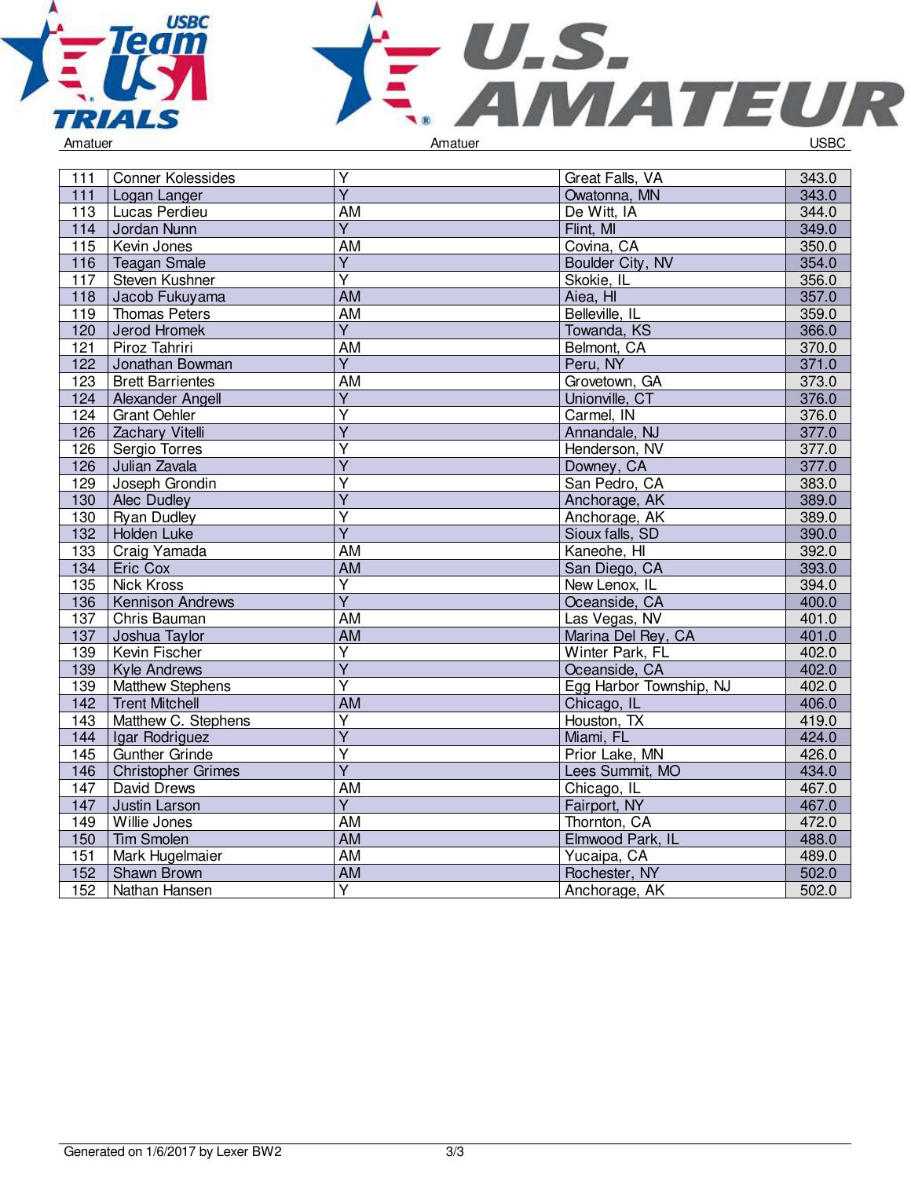| | | | | |
|---|---|---|---|---|
| 111 | Conner Kolessides | Y | Great Falls, VA | 343.0 |
| 111 | Logan Langer | Y | Owatonna, MN | 343.0 |
| 113 | Lucas Perdieu | AM | De Witt, IA | 344.0 |
| 114 | Jordan Nunn | Y | Flint, MI | 349.0 |
| 115 | Kevin Jones | AM | Covina, CA | 350.0 |
| 116 | Teagan Smale | Y | Boulder City, NV | 354.0 |
| 117 | Steven Kushner | Y | Skokie, IL | 356.0 |
| 118 | Jacob Fukuyama | AM | Aiea, HI | 357.0 |
| 119 | Thomas Peters | AM | Belleville, IL | 359.0 |
| 120 | Jerod Hromek | Y | Towanda, KS | 366.0 |
| 121 | Piroz Tahriri | AM | Belmont, CA | 370.0 |
| 122 | Jonathan Bowman | Y | Peru, NY | 371.0 |
| 123 | Brett Barrientes | AM | Grovetown, GA | 373.0 |
| 124 | Alexander Angell | Y | Unionville, CT | 376.0 |
| 124 | Grant Oehler | Y | Carmel, IN | 376.0 |
| 126 | Zachary Vitelli | Y | Annandale, NJ | 377.0 |
| 126 | Sergio Torres | Y | Henderson, NV | 377.0 |
| 126 | Julian Zavala | Y | Downey, CA | 377.0 |
| 129 | Joseph Grondin | Y | San Pedro, CA | 383.0 |
| 130 | Alec Dudley | Y | Anchorage, AK | 389.0 |
| 130 | Ryan Dudley | Y | Anchorage, AK | 389.0 |
| 132 | Holden Luke | Y | Sioux falls, SD | 390.0 |
| 133 | Craig Yamada | AM | Kaneohe, HI | 392.0 |
| 134 | Eric Cox | AM | San Diego, CA | 393.0 |
| 135 | Nick Kross | Y | New Lenox, IL | 394.0 |
| 136 | Kennison Andrews | Y | Oceanside, CA | 400.0 |
| 137 | Chris Bauman | AM | Las Vegas, NV | 401.0 |
| 137 | Joshua Taylor | AM | Marina Del Rey, CA | 401.0 |
| 139 | Kevin Fischer | Y | Winter Park, FL | 402.0 |
| 139 | Kyle Andrews | Y | Oceanside, CA | 402.0 |
| 139 | Matthew Stephens | Y | Egg Harbor Township, NJ | 402.0 |
| 142 | Trent Mitchell | AM | Chicago, IL | 406.0 |
| 143 | Matthew C. Stephens | Y | Houston, TX | 419.0 |
| 144 | Igar Rodriguez | Y | Miami, FL | 424.0 |
| 145 | Gunther Grinde | Y | Prior Lake, MN | 426.0 |
| 146 | Christopher Grimes | Y | Lees Summit, MO | 434.0 |
| 147 | David Drews | AM | Chicago, IL | 467.0 |
| 147 | Justin Larson | Y | Fairport, NY | 467.0 |
| 149 | Willie Jones | AM | Thornton, CA | 472.0 |
| 150 | Tim Smolen | AM | Elmwood Park, IL | 488.0 |
| 151 | Mark Hugelmaier | AM | Yucaipa, CA | 489.0 |
| 152 | Shawn Brown | AM | Rochester, NY | 502.0 |
| 152 | Nathan Hansen | Y | Anchorage, AK | 502.0 |

Generated on 1/6/2017 by Lexer BW2